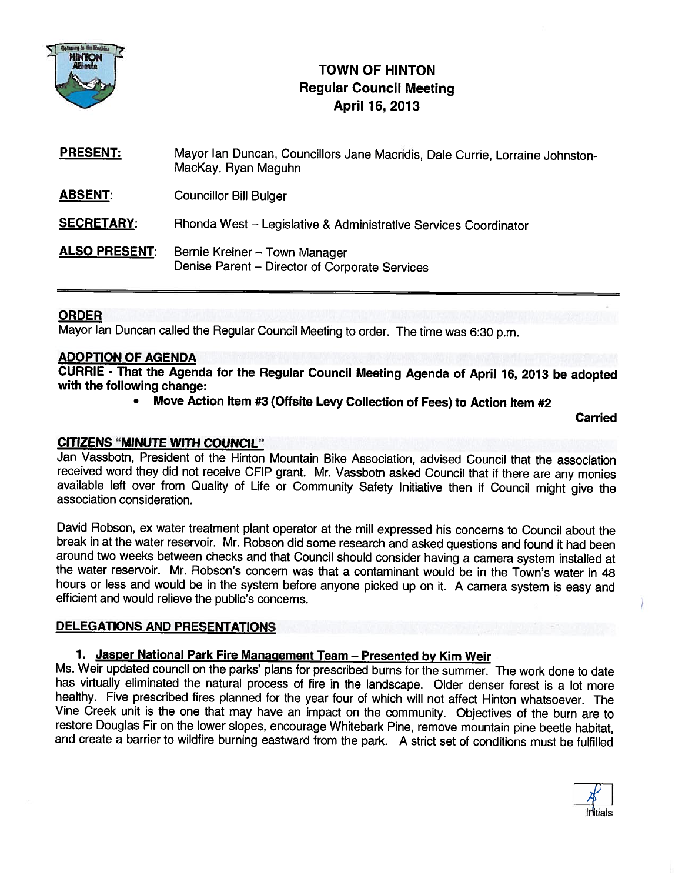# TOWN OF HINTON
## Regular Council Meeting
## April 16, 2013

**PRESENT:** Mayor Ian Duncan, Councillors Jane Macridis, Dale Currie, Lorraine Johnston-MacKay, Ryan Maguhn

**ABSENT:** Councillor Bill Bulger

**SECRETARY:** Rhonda West – Legislative & Administrative Services Coordinator

**ALSO PRESENT:** Bernie Kreiner – Town Manager
Denise Parent – Director of Corporate Services

---

## ORDER

Mayor Ian Duncan called the Regular Council Meeting to order. The time was 6:30 p.m.

## ADOPTION OF AGENDA

**CURRIE - That the Agenda for the Regular Council Meeting Agenda of April 16, 2013 be adopted with the following change:**

- **Move Action Item #3 (Offsite Levy Collection of Fees) to Action Item #2**

**Carried**

## CITIZENS "MINUTE WITH COUNCIL"

Jan Vassbotn, President of the Hinton Mountain Bike Association, advised Council that the association received word they did not receive CFIP grant. Mr. Vassbotn asked Council that if there are any monies available left over from Quality of Life or Community Safety Initiative then if Council might give the association consideration.

David Robson, ex water treatment plant operator at the mill expressed his concerns to Council about the break in at the water reservoir. Mr. Robson did some research and asked questions and found it had been around two weeks between checks and that Council should consider having a camera system installed at the water reservoir. Mr. Robson's concern was that a contaminant would be in the Town's water in 48 hours or less and would be in the system before anyone picked up on it. A camera system is easy and efficient and would relieve the public's concerns.

## DELEGATIONS AND PRESENTATIONS

### 1. Jasper National Park Fire Management Team – Presented by Kim Weir

Ms. Weir updated council on the parks' plans for prescribed burns for the summer. The work done to date has virtually eliminated the natural process of fire in the landscape. Older denser forest is a lot more healthy. Five prescribed fires planned for the year four of which will not affect Hinton whatsoever. The Vine Creek unit is the one that may have an impact on the community. Objectives of the burn are to restore Douglas Fir on the lower slopes, encourage Whitebark Pine, remove mountain pine beetle habitat, and create a barrier to wildfire burning eastward from the park. A strict set of conditions must be fulfilled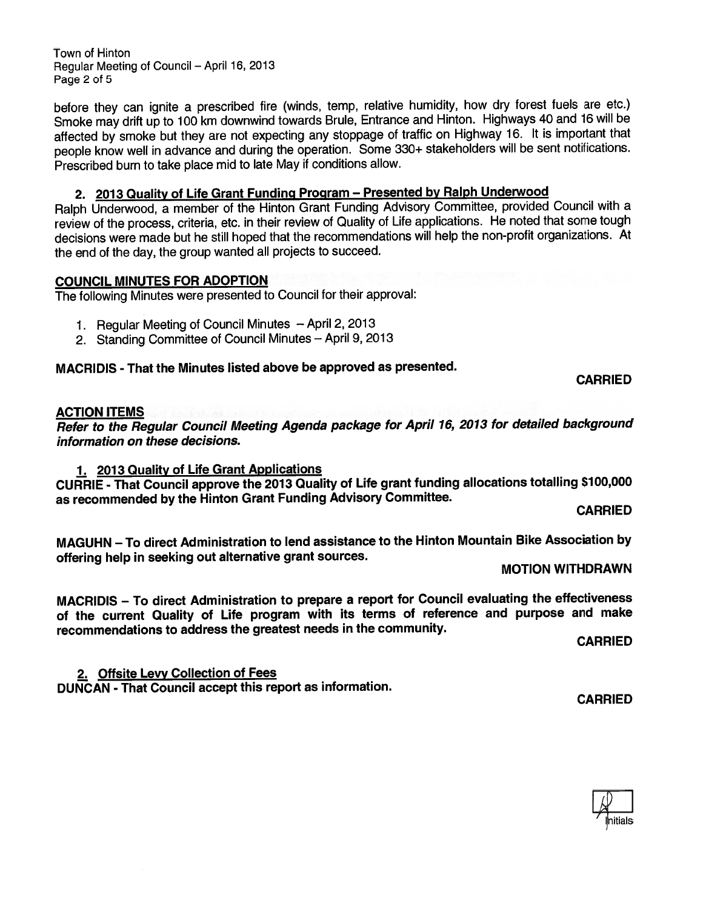before they can ignite a prescribed fire (winds, temp, relative humidity, how dry forest fuels are etc.) Smoke may drift up to 100 km downwind towards Brule, Entrance and Hinton. Highways 40 and 16 will be affected by smoke but they are not expecting any stoppage of traffic on Highway 16. It is important that people know well in advance and during the operation. Some 330+ stakeholders will be sent notifications. Prescribed burn to take place mid to late May if conditions allow.

### 2. 2013 Quality of Life Grant Funding Program – Presented by Ralph Underwood

Ralph Underwood, a member of the Hinton Grant Funding Advisory Committee, provided Council with a review of the process, criteria, etc. in their review of Quality of Life applications. He noted that some tough decisions were made but he still hoped that the recommendations will help the non-profit organizations. At the end of the day, the group wanted all projects to succeed.

## COUNCIL MINUTES FOR ADOPTION

The following Minutes were presented to Council for their approval:

1. Regular Meeting of Council Minutes – April 2, 2013
2. Standing Committee of Council Minutes – April 9, 2013

**MACRIDIS - That the Minutes listed above be approved as presented.**

**CARRIED**

## ACTION ITEMS

***Refer to the Regular Council Meeting Agenda package for April 16, 2013 for detailed background information on these decisions.***

### 1. 2013 Quality of Life Grant Applications

**CURRIE - That Council approve the 2013 Quality of Life grant funding allocations totalling $100,000 as recommended by the Hinton Grant Funding Advisory Committee.**

**CARRIED**

**MAGUHN – To direct Administration to lend assistance to the Hinton Mountain Bike Association by offering help in seeking out alternative grant sources.**

**MOTION WITHDRAWN**

**MACRIDIS – To direct Administration to prepare a report for Council evaluating the effectiveness of the current Quality of Life program with its terms of reference and purpose and make recommendations to address the greatest needs in the community.**

**CARRIED**

### 2. Offsite Levy Collection of Fees

**DUNCAN - That Council accept this report as information.**

**CARRIED**

Initials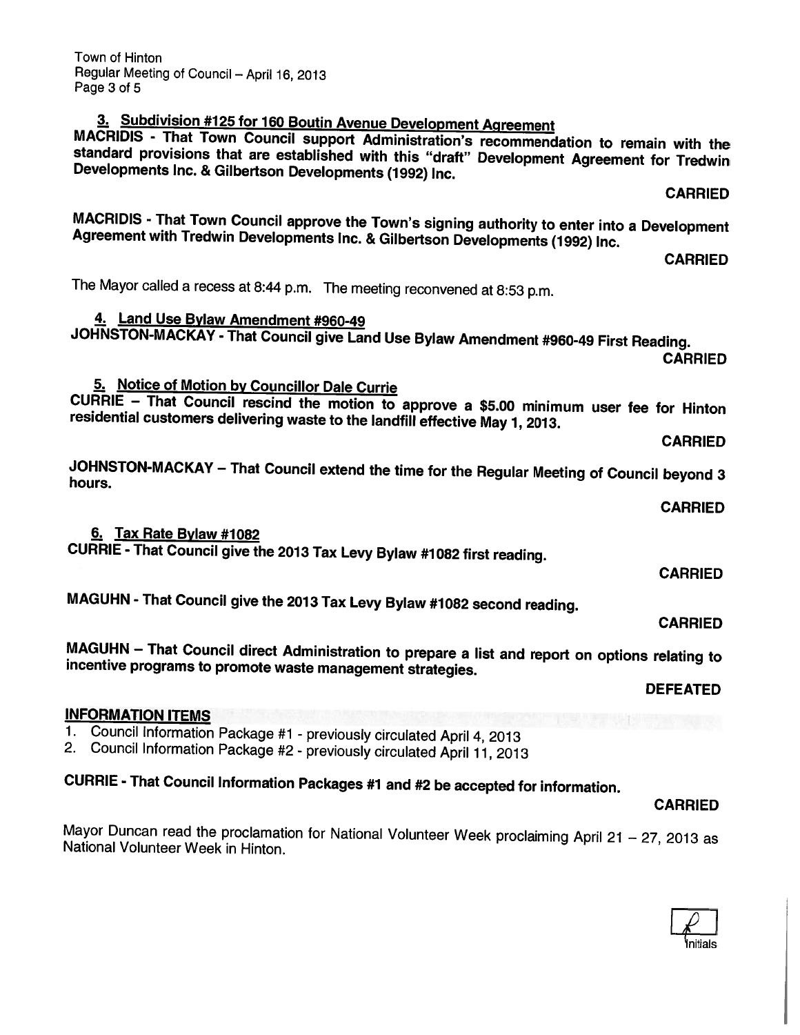**3. Subdivision #125 for 160 Boutin Avenue Development Agreement**

**MACRIDIS - That Town Council support Administration's recommendation to remain with the standard provisions that are established with this "draft" Development Agreement for Tredwin Developments Inc. & Gilbertson Developments (1992) Inc.**

**CARRIED**

**MACRIDIS - That Town Council approve the Town's signing authority to enter into a Development Agreement with Tredwin Developments Inc. & Gilbertson Developments (1992) Inc.**

**CARRIED**

The Mayor called a recess at 8:44 p.m. The meeting reconvened at 8:53 p.m.

**4. Land Use Bylaw Amendment #960-49**

**JOHNSTON-MACKAY - That Council give Land Use Bylaw Amendment #960-49 First Reading.**

**CARRIED**

**5. Notice of Motion by Councillor Dale Currie**

**CURRIE – That Council rescind the motion to approve a $5.00 minimum user fee for Hinton residential customers delivering waste to the landfill effective May 1, 2013.**

**CARRIED**

**JOHNSTON-MACKAY – That Council extend the time for the Regular Meeting of Council beyond 3 hours.**

**CARRIED**

**6. Tax Rate Bylaw #1082**

**CURRIE - That Council give the 2013 Tax Levy Bylaw #1082 first reading.**

**CARRIED**

**MAGUHN - That Council give the 2013 Tax Levy Bylaw #1082 second reading.**

**CARRIED**

**MAGUHN – That Council direct Administration to prepare a list and report on options relating to incentive programs to promote waste management strategies.**

**DEFEATED**

## INFORMATION ITEMS

1. Council Information Package #1 - previously circulated April 4, 2013
2. Council Information Package #2 - previously circulated April 11, 2013

**CURRIE - That Council Information Packages #1 and #2 be accepted for information.**

**CARRIED**

Mayor Duncan read the proclamation for National Volunteer Week proclaiming April 21 – 27, 2013 as National Volunteer Week in Hinton.

Initials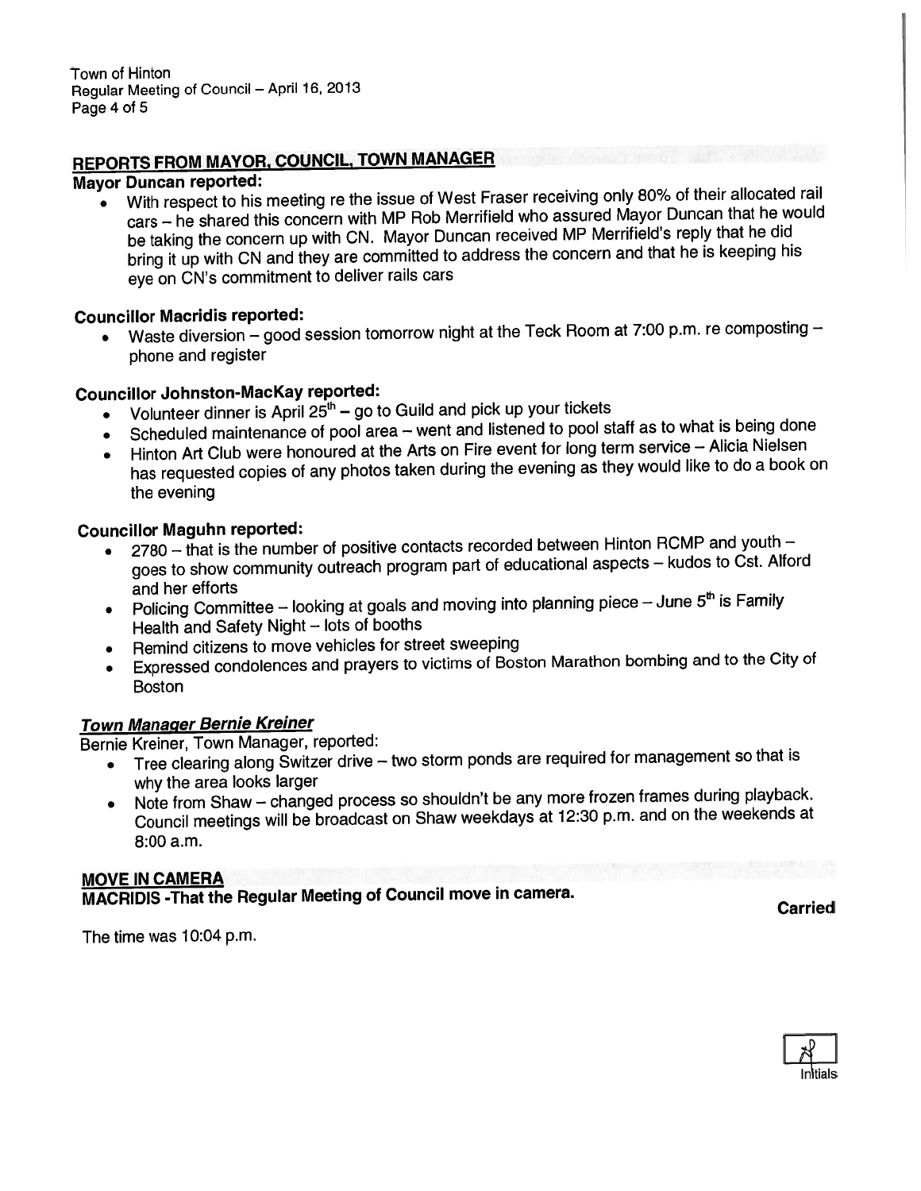## REPORTS FROM MAYOR, COUNCIL, TOWN MANAGER

**Mayor Duncan reported:**

- With respect to his meeting re the issue of West Fraser receiving only 80% of their allocated rail cars – he shared this concern with MP Rob Merrifield who assured Mayor Duncan that he would be taking the concern up with CN. Mayor Duncan received MP Merrifield's reply that he did bring it up with CN and they are committed to address the concern and that he is keeping his eye on CN's commitment to deliver rails cars

**Councillor Macridis reported:**

- Waste diversion – good session tomorrow night at the Teck Room at 7:00 p.m. re composting – phone and register

**Councillor Johnston-MacKay reported:**

- Volunteer dinner is April 25th – go to Guild and pick up your tickets
- Scheduled maintenance of pool area – went and listened to pool staff as to what is being done
- Hinton Art Club were honoured at the Arts on Fire event for long term service – Alicia Nielsen has requested copies of any photos taken during the evening as they would like to do a book on the evening

**Councillor Maguhn reported:**

- 2780 – that is the number of positive contacts recorded between Hinton RCMP and youth – goes to show community outreach program part of educational aspects – kudos to Cst. Alford and her efforts
- Policing Committee – looking at goals and moving into planning piece – June 5th is Family Health and Safety Night – lots of booths
- Remind citizens to move vehicles for street sweeping
- Expressed condolences and prayers to victims of Boston Marathon bombing and to the City of Boston

***Town Manager Bernie Kreiner***

Bernie Kreiner, Town Manager, reported:

- Tree clearing along Switzer drive – two storm ponds are required for management so that is why the area looks larger
- Note from Shaw – changed process so shouldn't be any more frozen frames during playback. Council meetings will be broadcast on Shaw weekdays at 12:30 p.m. and on the weekends at 8:00 a.m.

## MOVE IN CAMERA

**MACRIDIS -That the Regular Meeting of Council move in camera.**

**Carried**

The time was 10:04 p.m.

Initials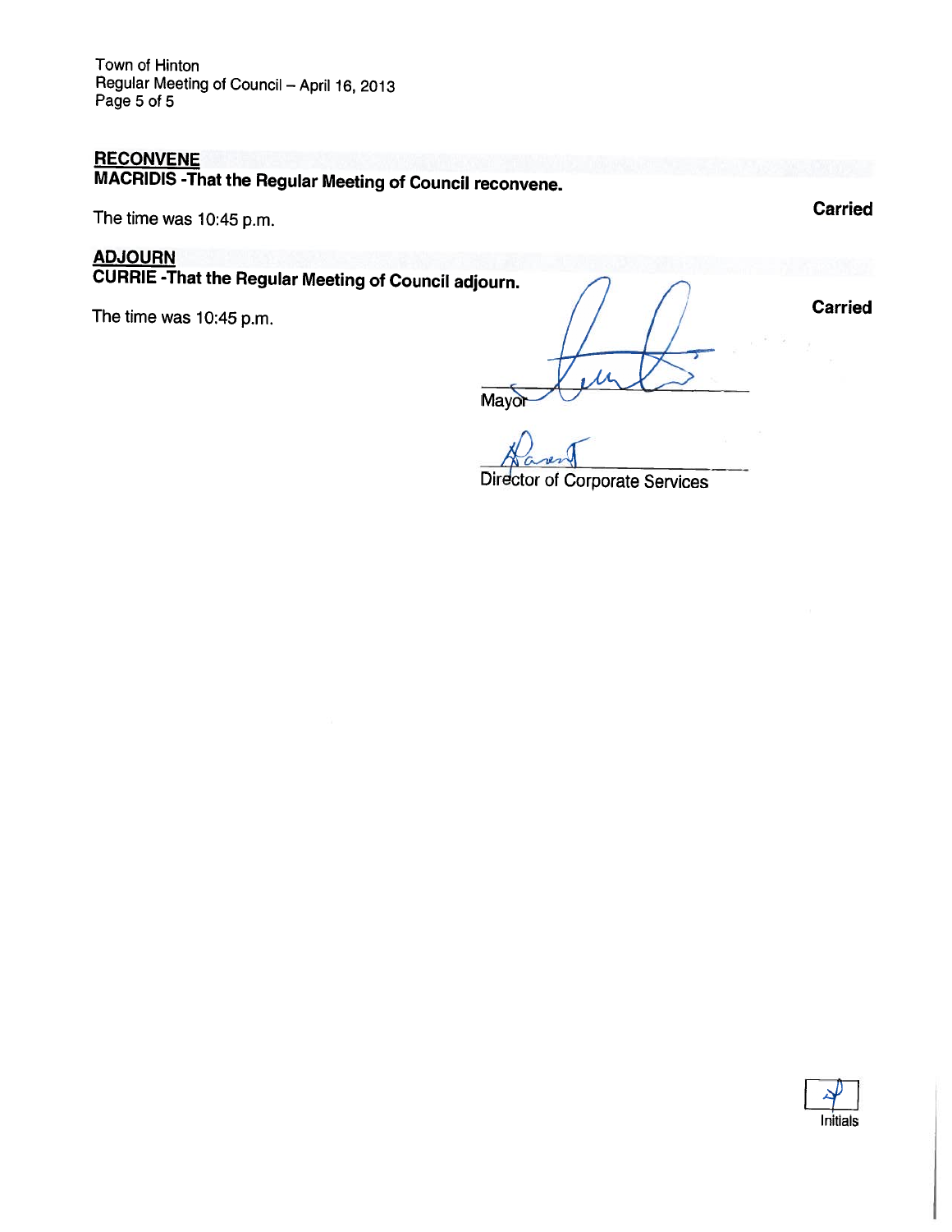**RECONVENE**

**MACRIDIS -That the Regular Meeting of Council reconvene.**

The time was 10:45 p.m. **Carried**

**ADJOURN**

**CURRIE -That the Regular Meeting of Council adjourn.**

The time was 10:45 p.m. **Carried**

Mayor

Director of Corporate Services

Initials